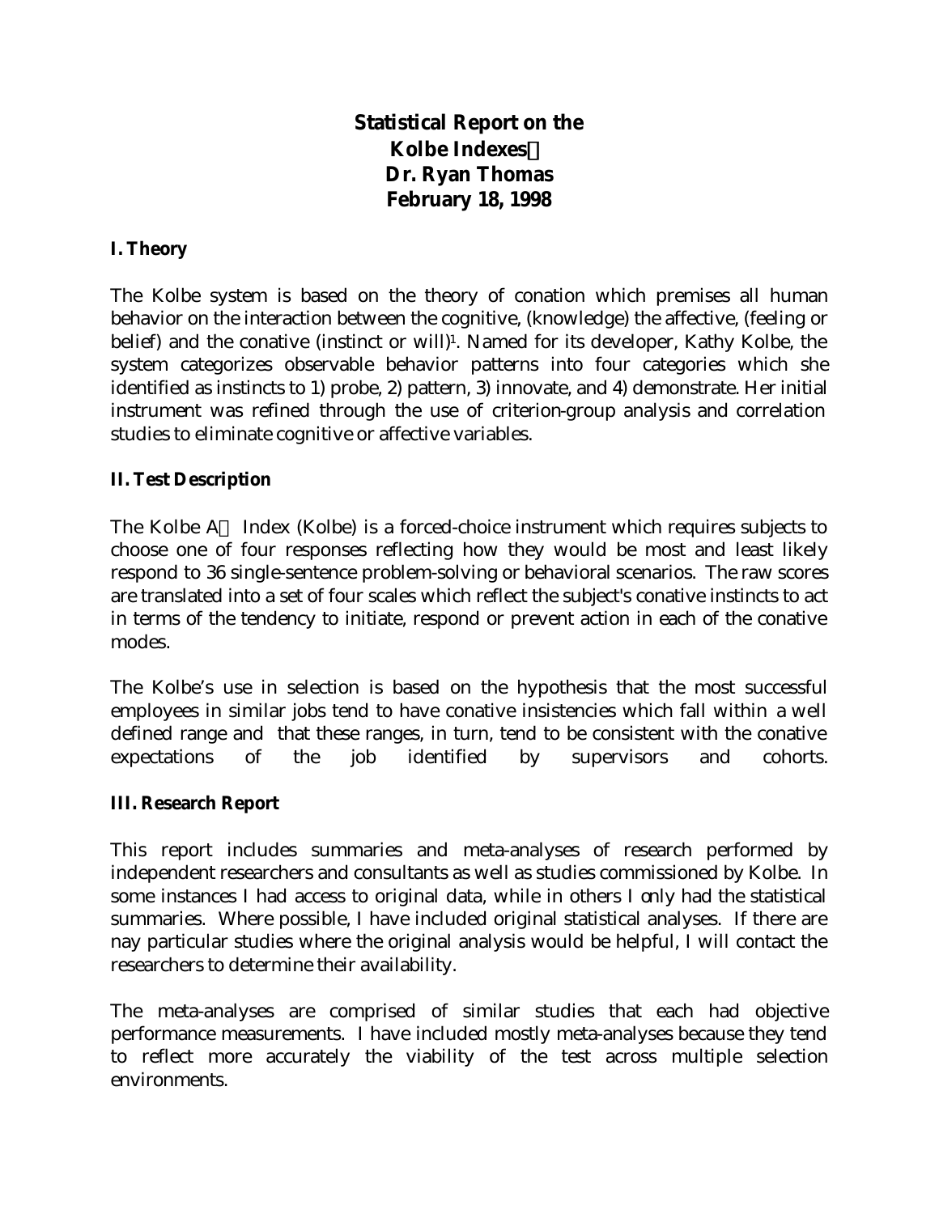# Statistical Report on the Kolbe Indexes
# Dr. Ryan Thomas
# February 18, 1998

## I. Theory

The Kolbe system is based on the theory of conation which premises all human behavior on the interaction between the cognitive, (knowledge) the affective, (feeling or belief) and the conative (instinct or will)[1]. Named for its developer, Kathy Kolbe, the system categorizes observable behavior patterns into four categories which she identified as instincts to 1) probe, 2) pattern, 3) innovate, and 4) demonstrate. Her initial instrument was refined through the use of criterion-group analysis and correlation studies to eliminate cognitive or affective variables.

## II. Test Description

The Kolbe A Index (Kolbe) is a forced-choice instrument which requires subjects to choose one of four responses reflecting how they would be most and least likely respond to 36 single-sentence problem-solving or behavioral scenarios. The raw scores are translated into a set of four scales which reflect the subject's conative instincts to act in terms of the tendency to initiate, respond or prevent action in each of the conative modes.

The Kolbe's use in selection is based on the hypothesis that the most successful employees in similar jobs tend to have conative insistencies which fall within a well defined range and that these ranges, in turn, tend to be consistent with the conative expectations of the job identified by supervisors and cohorts.

## III. Research Report

This report includes summaries and meta-analyses of research performed by independent researchers and consultants as well as studies commissioned by Kolbe. In some instances I had access to original data, while in others I only had the statistical summaries. Where possible, I have included original statistical analyses. If there are nay particular studies where the original analysis would be helpful, I will contact the researchers to determine their availability.

The meta-analyses are comprised of similar studies that each had objective performance measurements. I have included mostly meta-analyses because they tend to reflect more accurately the viability of the test across multiple selection environments.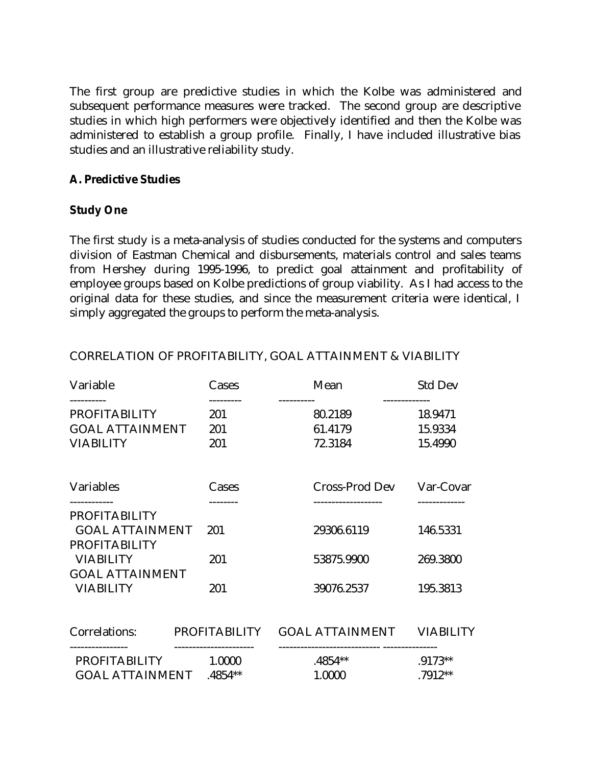The first group are predictive studies in which the Kolbe was administered and subsequent performance measures were tracked. The second group are descriptive studies in which high performers were objectively identified and then the Kolbe was administered to establish a group profile. Finally, I have included illustrative bias studies and an illustrative reliability study.

**A. Predictive Studies**

***Study One***

The first study is a meta-analysis of studies conducted for the systems and computers division of Eastman Chemical and disbursements, materials control and sales teams from Hershey during 1995-1996, to predict goal attainment and profitability of employee groups based on Kolbe predictions of group viability. As I had access to the original data for these studies, and since the measurement criteria were identical, I simply aggregated the groups to perform the meta-analysis.

CORRELATION OF PROFITABILITY, GOAL ATTAINMENT & VIABILITY

| Variable | Cases | Mean | Std Dev |
|---|---|---|---|
| PROFITABILITY | 201 | 80.2189 | 18.9471 |
| GOAL ATTAINMENT | 201 | 61.4179 | 15.9334 |
| VIABILITY | 201 | 72.3184 | 15.4990 |

| Variables | Cases | Cross-Prod Dev | Var-Covar |
|---|---|---|---|
| PROFITABILITY GOAL ATTAINMENT | 201 | 29306.6119 | 146.5331 |
| PROFITABILITY VIABILITY | 201 | 53875.9900 | 269.3800 |
| GOAL ATTAINMENT VIABILITY | 201 | 39076.2537 | 195.3813 |

| Correlations: | PROFITABILITY | GOAL ATTAINMENT | VIABILITY |
|---|---|---|---|
| PROFITABILITY | 1.0000 | .4854** | .9173** |
| GOAL ATTAINMENT | .4854** | 1.0000 | .7912** |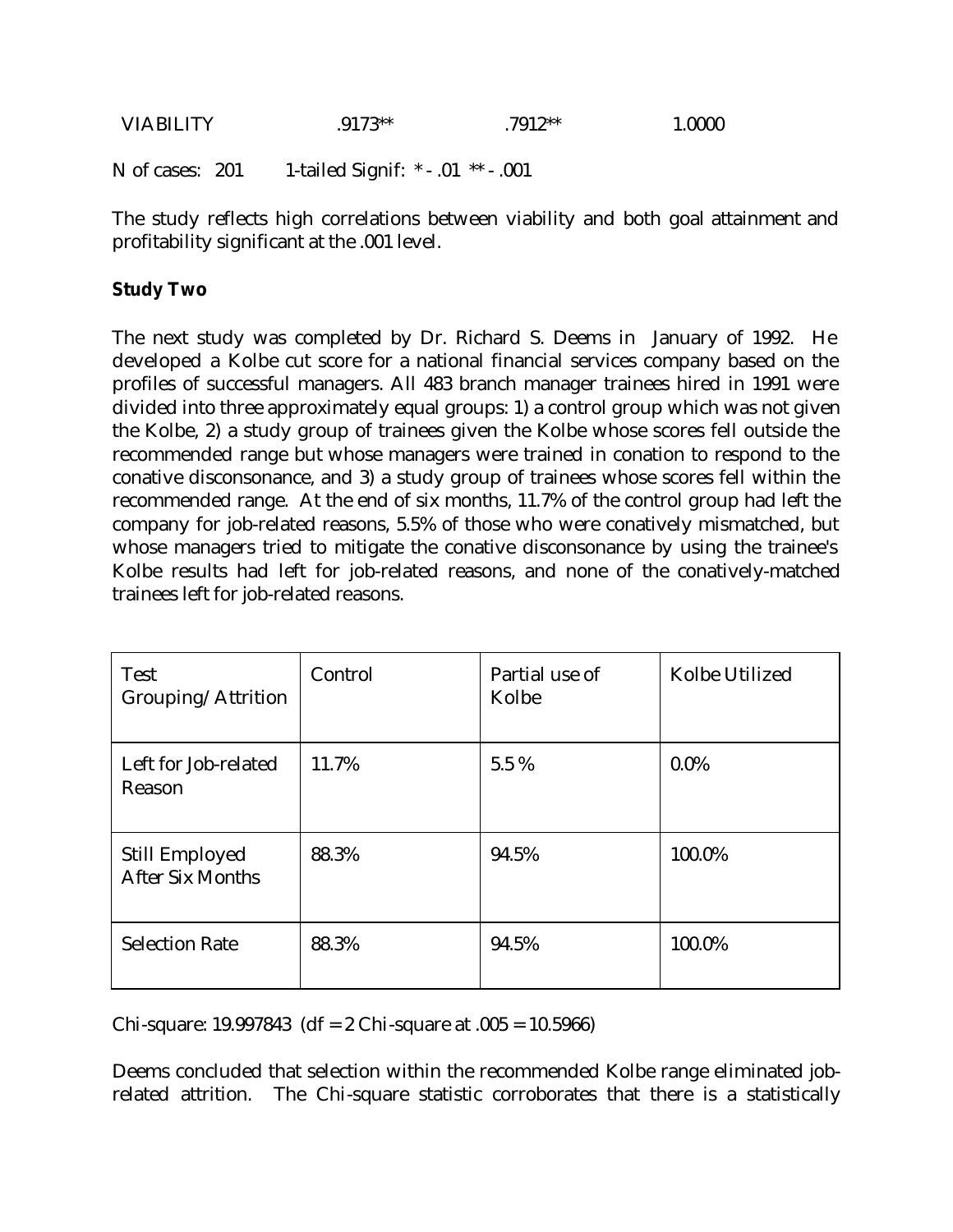| VIABILITY | .9173** | .7912** | 1.0000 |
|---|---|---|---|

N of cases: 201 1-tailed Signif: * - .01 ** - .001

The study reflects high correlations between viability and both goal attainment and profitability significant at the .001 level.

**Study Two**

The next study was completed by Dr. Richard S. Deems in January of 1992. He developed a Kolbe cut score for a national financial services company based on the profiles of successful managers. All 483 branch manager trainees hired in 1991 were divided into three approximately equal groups: 1) a control group which was not given the Kolbe, 2) a study group of trainees given the Kolbe whose scores fell outside the recommended range but whose managers were trained in conation to respond to the conative disconsonance, and 3) a study group of trainees whose scores fell within the recommended range. At the end of six months, 11.7% of the control group had left the company for job-related reasons, 5.5% of those who were conatively mismatched, but whose managers tried to mitigate the conative disconsonance by using the trainee's Kolbe results had left for job-related reasons, and none of the conatively-matched trainees left for job-related reasons.

| Test Grouping/Attrition | Control | Partial use of Kolbe | Kolbe Utilized |
|---|---|---|---|
| Left for Job-related Reason | 11.7% | 5.5 % | 0.0% |
| Still Employed After Six Months | 88.3% | 94.5% | 100.0% |
| Selection Rate | 88.3% | 94.5% | 100.0% |

Chi-square: 19.997843 (df = 2 Chi-square at .005 = 10.5966)

Deems concluded that selection within the recommended Kolbe range eliminated job-related attrition. The Chi-square statistic corroborates that there is a statistically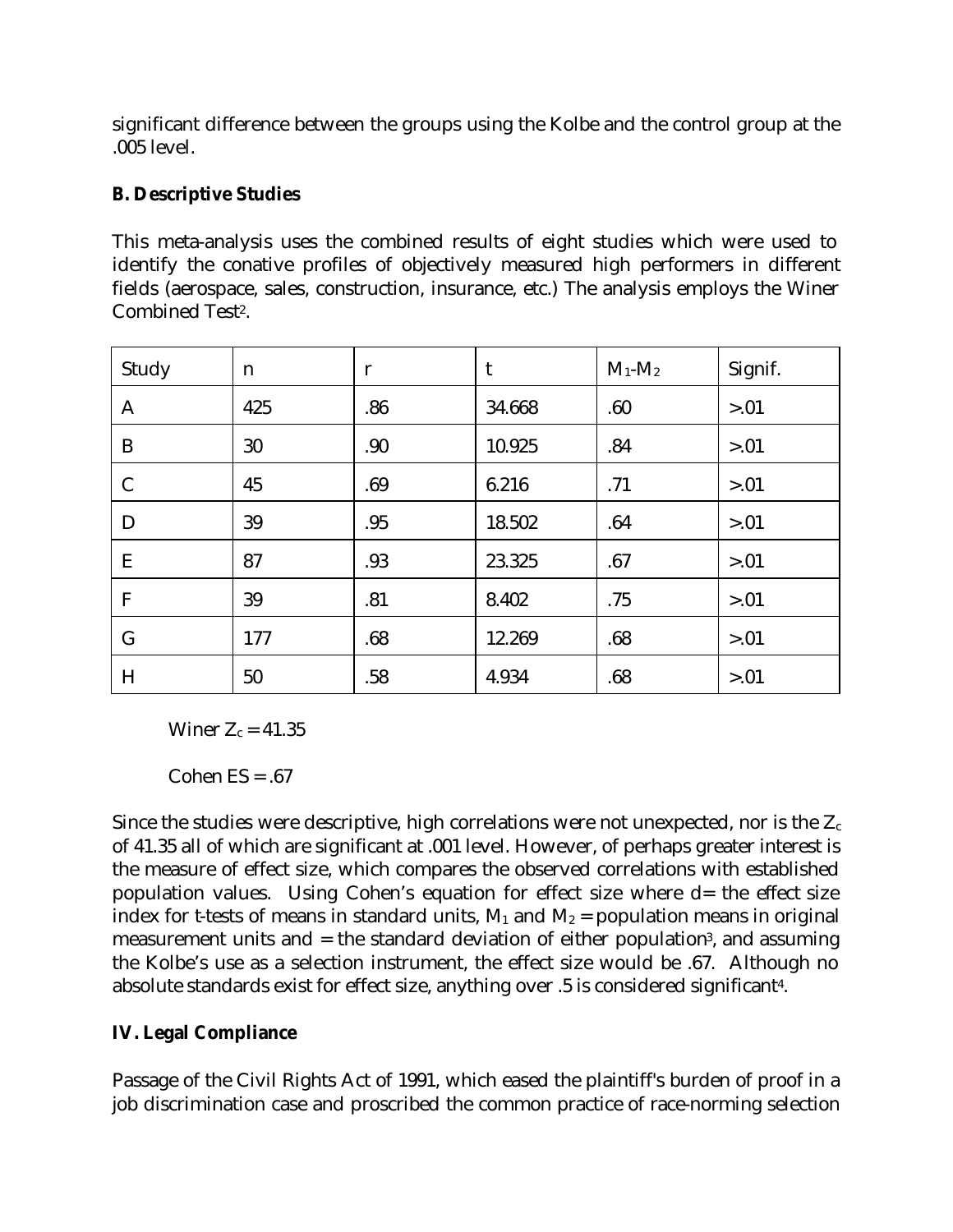significant difference between the groups using the Kolbe and the control group at the .005 level.

**B. Descriptive Studies**

This meta-analysis uses the combined results of eight studies which were used to identify the conative profiles of objectively measured high performers in different fields (aerospace, sales, construction, insurance, etc.) The analysis employs the Winer Combined Test[2].

| Study | n | r | t | $M_1$-$M_2$ | Signif. |
|---|---|---|---|---|---|
| A | 425 | .86 | 34.668 | .60 | >.01 |
| B | 30 | .90 | 10.925 | .84 | >.01 |
| C | 45 | .69 | 6.216 | .71 | >.01 |
| D | 39 | .95 | 18.502 | .64 | >.01 |
| E | 87 | .93 | 23.325 | .67 | >.01 |
| F | 39 | .81 | 8.402 | .75 | >.01 |
| G | 177 | .68 | 12.269 | .68 | >.01 |
| H | 50 | .58 | 4.934 | .68 | >.01 |

Winer $Z_c$ = 41.35

Cohen ES = .67

Since the studies were descriptive, high correlations were not unexpected, nor is the $Z_c$ of 41.35 all of which are significant at .001 level. However, of perhaps greater interest is the measure of effect size, which compares the observed correlations with established population values. Using Cohen's equation for effect size where d= the effect size index for t-tests of means in standard units, $M_1$ and $M_2$ = population means in original measurement units and = the standard deviation of either population[3], and assuming the Kolbe's use as a selection instrument, the effect size would be .67. Although no absolute standards exist for effect size, anything over .5 is considered significant[4].

**IV. Legal Compliance**

Passage of the Civil Rights Act of 1991, which eased the plaintiff's burden of proof in a job discrimination case and proscribed the common practice of race-norming selection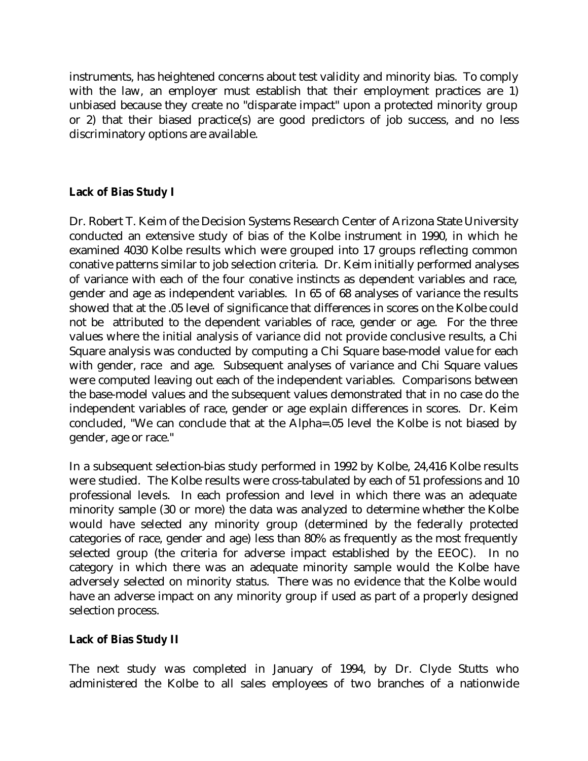instruments, has heightened concerns about test validity and minority bias. To comply with the law, an employer must establish that their employment practices are 1) unbiased because they create no "disparate impact" upon a protected minority group or 2) that their biased practice(s) are good predictors of job success, and no less discriminatory options are available.

## Lack of Bias Study I

Dr. Robert T. Keim of the Decision Systems Research Center of Arizona State University conducted an extensive study of bias of the Kolbe instrument in 1990, in which he examined 4030 Kolbe results which were grouped into 17 groups reflecting common conative patterns similar to job selection criteria. Dr. Keim initially performed analyses of variance with each of the four conative instincts as dependent variables and race, gender and age as independent variables. In 65 of 68 analyses of variance the results showed that at the .05 level of significance that differences in scores on the Kolbe could not be attributed to the dependent variables of race, gender or age. For the three values where the initial analysis of variance did not provide conclusive results, a Chi Square analysis was conducted by computing a Chi Square base-model value for each with gender, race and age. Subsequent analyses of variance and Chi Square values were computed leaving out each of the independent variables. Comparisons between the base-model values and the subsequent values demonstrated that in no case do the independent variables of race, gender or age explain differences in scores. Dr. Keim concluded, "We can conclude that at the Alpha=.05 level the Kolbe is not biased by gender, age or race."

In a subsequent selection-bias study performed in 1992 by Kolbe, 24,416 Kolbe results were studied. The Kolbe results were cross-tabulated by each of 51 professions and 10 professional levels. In each profession and level in which there was an adequate minority sample (30 or more) the data was analyzed to determine whether the Kolbe would have selected any minority group (determined by the federally protected categories of race, gender and age) less than 80% as frequently as the most frequently selected group (the criteria for adverse impact established by the EEOC). In no category in which there was an adequate minority sample would the Kolbe have adversely selected on minority status. There was no evidence that the Kolbe would have an adverse impact on any minority group if used as part of a properly designed selection process.

## Lack of Bias Study II

The next study was completed in January of 1994, by Dr. Clyde Stutts who administered the Kolbe to all sales employees of two branches of a nationwide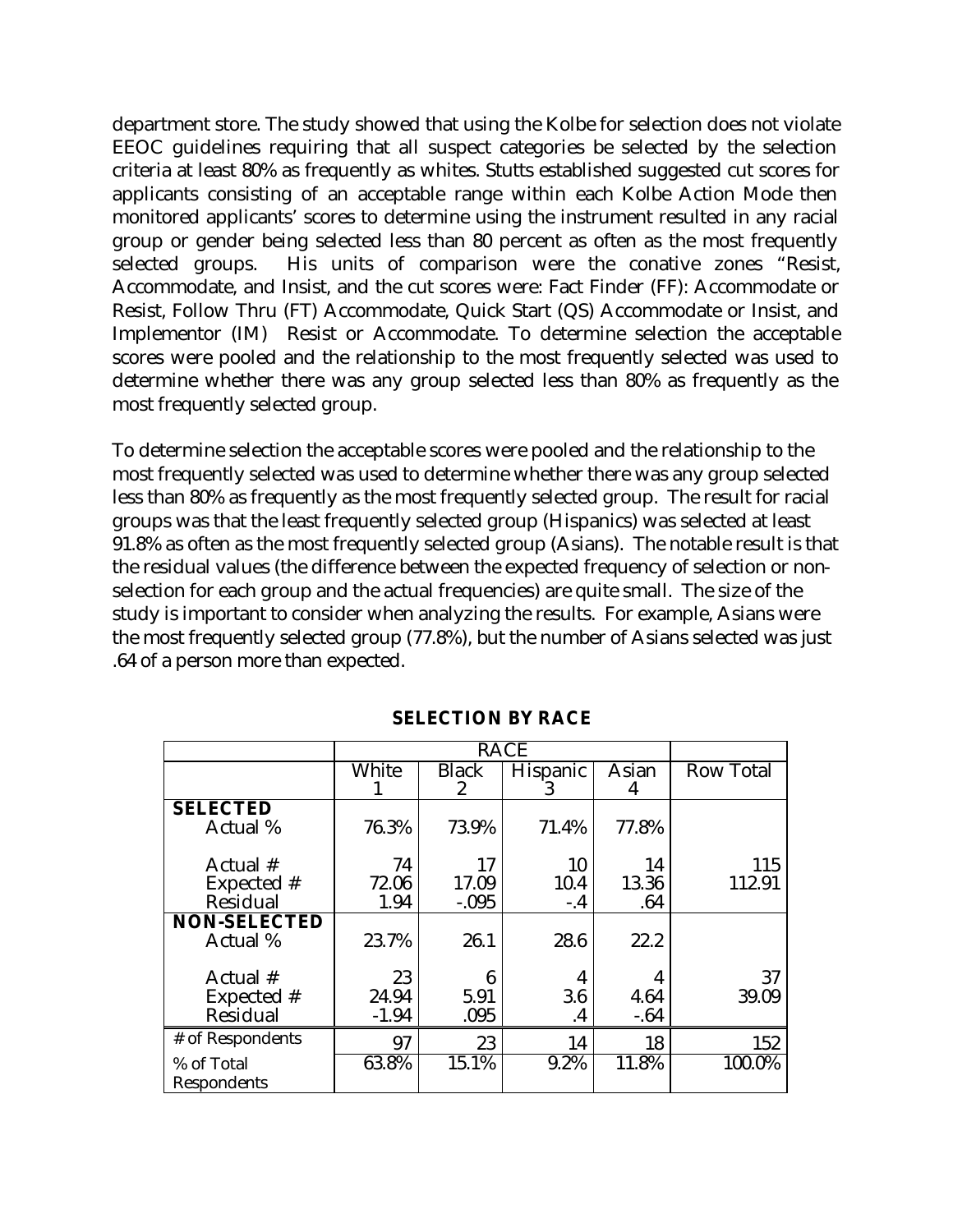department store. The study showed that using the Kolbe for selection does not violate EEOC guidelines requiring that all suspect categories be selected by the selection criteria at least 80% as frequently as whites. Stutts established suggested cut scores for applicants consisting of an acceptable range within each Kolbe Action Mode then monitored applicants' scores to determine using the instrument resulted in any racial group or gender being selected less than 80 percent as often as the most frequently selected groups. His units of comparison were the conative zones "Resist, Accommodate, and Insist, and the cut scores were: Fact Finder (FF): Accommodate or Resist, Follow Thru (FT) Accommodate, Quick Start (QS) Accommodate or Insist, and Implementor (IM) Resist or Accommodate. To determine selection the acceptable scores were pooled and the relationship to the most frequently selected was used to determine whether there was any group selected less than 80% as frequently as the most frequently selected group.

To determine selection the acceptable scores were pooled and the relationship to the most frequently selected was used to determine whether there was any group selected less than 80% as frequently as the most frequently selected group. The result for racial groups was that the least frequently selected group (Hispanics) was selected at least 91.8% as often as the most frequently selected group (Asians). The notable result is that the residual values (the difference between the expected frequency of selection or non-selection for each group and the actual frequencies) are quite small. The size of the study is important to consider when analyzing the results. For example, Asians were the most frequently selected group (77.8%), but the number of Asians selected was just .64 of a person more than expected.

**SELECTION BY RACE**

| | RACE | | | | |
|---|---|---|---|---|---|
| | White 1 | Black 2 | Hispanic 3 | Asian 4 | Row Total |
| **SELECTED** | | | | | |
| Actual % | 76.3% | 73.9% | 71.4% | 77.8% | |
| Actual # | 74 | 17 | 10 | 14 | 115 |
| Expected # | 72.06 | 17.09 | 10.4 | 13.36 | 112.91 |
| Residual | 1.94 | -.095 | -.4 | .64 | |
| **NON-SELECTED** | | | | | |
| Actual % | 23.7% | 26.1 | 28.6 | 22.2 | |
| Actual # | 23 | 6 | 4 | 4 | 37 |
| Expected # | 24.94 | 5.91 | 3.6 | 4.64 | 39.09 |
| Residual | -1.94 | .095 | .4 | -.64 | |
| # of Respondents | 97 | 23 | 14 | 18 | 152 |
| % of Total Respondents | 63.8% | 15.1% | 9.2% | 11.8% | 100.0% |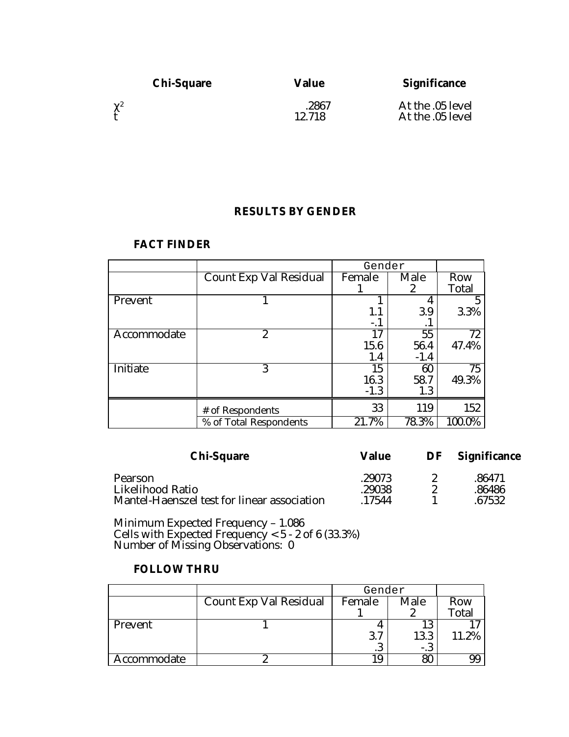| Chi-Square | Value | Significance |
|---|---|---|
| $\chi^2$ | .2867 | At the .05 level |
| t | 12.718 | At the .05 level |

## RESULTS BY GENDER

### FACT FINDER

| | | Gender | | |
|---|---|---|---|---|
| | Count Exp Val Residual | Female 1 | Male 2 | Row Total |
| Prevent | 1 | 1<br>1.1<br>-.1 | 4<br>3.9<br>.1 | 5<br>3.3% |
| Accommodate | 2 | 17<br>15.6<br>1.4 | 55<br>56.4<br>-1.4 | 72<br>47.4% |
| Initiate | 3 | 15<br>16.3<br>-1.3 | 60<br>58.7<br>1.3 | 75<br>49.3% |
| | # of Respondents | 33 | 119 | 152 |
| | % of Total Respondents | 21.7% | 78.3% | 100.0% |

| Chi-Square | Value | DF | Significance |
|---|---|---|---|
| Pearson | .29073 | 2 | .86471 |
| Likelihood Ratio | .29038 | 2 | .86486 |
| Mantel-Haenszel test for linear association | .17544 | 1 | .67532 |

Minimum Expected Frequency – 1.086
Cells with Expected Frequency < 5 - 2 of 6 (33.3%)
Number of Missing Observations: 0

### FOLLOW THRU

| | | Gender | | |
|---|---|---|---|---|
| | Count Exp Val Residual | Female 1 | Male 2 | Row Total |
| Prevent | 1 | 4<br>3.7<br>.3 | 13<br>13.3<br>-.3 | 17<br>11.2% |
| Accommodate | 2 | 19 | 80 | 99 |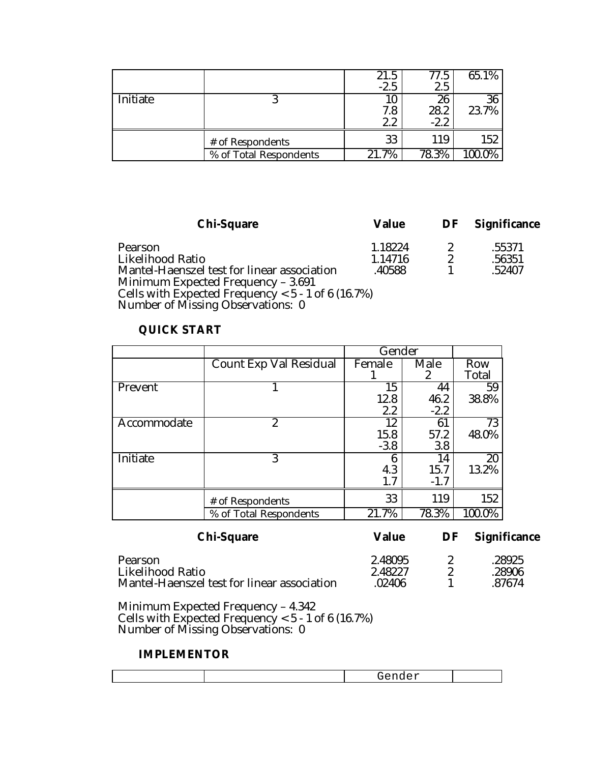|  |  |  |  |  |
|---|---|---|---|---|
|  |  | 21.5<br>-2.5 | 77.5<br>2.5 | 65.1% |
| Initiate | 3 | 10<br>7.8<br>2.2 | 26<br>28.2<br>-2.2 | 36<br>23.7% |
|  | # of Respondents | 33 | 119 | 152 |
|  | % of Total Respondents | 21.7% | 78.3% | 100.0% |

| **Chi-Square** | **Value** | **DF** | **Significance** |
|---|---|---|---|
| Pearson | 1.18224 | 2 | .55371 |
| Likelihood Ratio | 1.14716 | 2 | .56351 |
| Mantel-Haenszel test for linear association | .40588 | 1 | .52407 |

Minimum Expected Frequency – 3.691
Cells with Expected Frequency < 5 - 1 of 6 (16.7%)
Number of Missing Observations: 0

## QUICK START

|  |  | Gender |  |  |
|---|---|---|---|---|
|  | Count Exp Val Residual | Female<br>1 | Male<br>2 | Row Total |
| Prevent | 1 | 15<br>12.8<br>2.2 | 44<br>46.2<br>-2.2 | 59<br>38.8% |
| Accommodate | 2 | 12<br>15.8<br>-3.8 | 61<br>57.2<br>3.8 | 73<br>48.0% |
| Initiate | 3 | 6<br>4.3<br>1.7 | 14<br>15.7<br>-1.7 | 20<br>13.2% |
|  | # of Respondents | 33 | 119 | 152 |
|  | % of Total Respondents | 21.7% | 78.3% | 100.0% |

| **Chi-Square** | **Value** | **DF** | **Significance** |
|---|---|---|---|
| Pearson | 2.48095 | 2 | .28925 |
| Likelihood Ratio | 2.48227 | 2 | .28906 |
| Mantel-Haenszel test for linear association | .02406 | 1 | .87674 |

Minimum Expected Frequency – 4.342
Cells with Expected Frequency < 5 - 1 of 6 (16.7%)
Number of Missing Observations: 0

## IMPLEMENTOR

|  |  | Gender |  |
|---|---|---|---|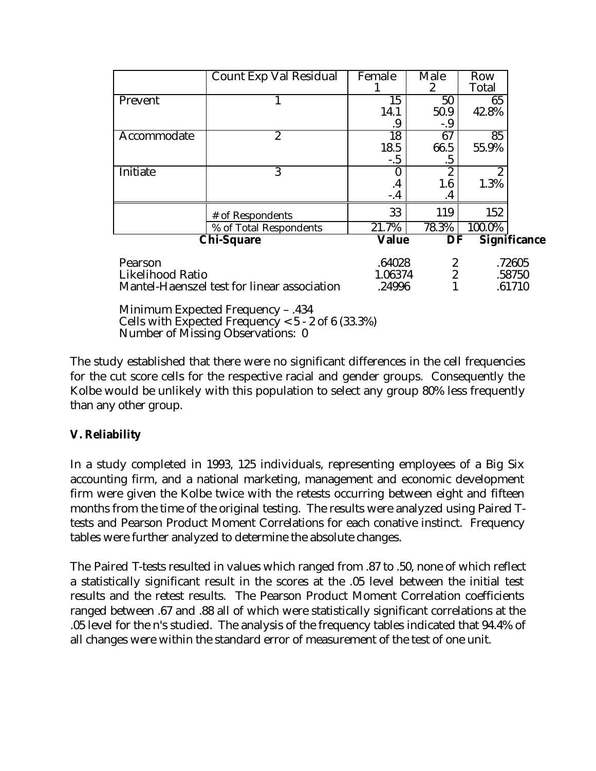| | Count Exp Val Residual | Female<br>1 | Male<br>2 | Row<br>Total |
|---|---|---|---|---|
| Prevent | 1 | 15<br>14.1<br>.9 | 50<br>50.9<br>-.9 | 65<br>42.8% |
| Accommodate | 2 | 18<br>18.5<br>-.5 | 67<br>66.5<br>.5 | 85<br>55.9% |
| Initiate | 3 | 0<br>.4<br>-.4 | 2<br>1.6<br>.4 | 2<br>1.3% |
| | # of Respondents | 33 | 119 | 152 |
| | % of Total Respondents | 21.7% | 78.3% | 100.0% |

| **Chi-Square** | **Value** | **DF** | **Significance** |
|---|---|---|---|
| Pearson | .64028 | 2 | .72605 |
| Likelihood Ratio | 1.06374 | 2 | .58750 |
| Mantel-Haenszel test for linear association | .24996 | 1 | .61710 |

Minimum Expected Frequency – .434
Cells with Expected Frequency < 5 - 2 of 6 (33.3%)
Number of Missing Observations: 0

The study established that there were no significant differences in the cell frequencies for the cut score cells for the respective racial and gender groups. Consequently the Kolbe would be unlikely with this population to select any group 80% less frequently than any other group.

**V. Reliability**

In a study completed in 1993, 125 individuals, representing employees of a Big Six accounting firm, and a national marketing, management and economic development firm were given the Kolbe twice with the retests occurring between eight and fifteen months from the time of the original testing. The results were analyzed using Paired T-tests and Pearson Product Moment Correlations for each conative instinct. Frequency tables were further analyzed to determine the absolute changes.

The Paired T-tests resulted in values which ranged from .87 to .50, none of which reflect a statistically significant result in the scores at the .05 level between the initial test results and the retest results. The Pearson Product Moment Correlation coefficients ranged between .67 and .88 all of which were statistically significant correlations at the .05 level for the n's studied. The analysis of the frequency tables indicated that 94.4% of all changes were within the standard error of measurement of the test of one unit.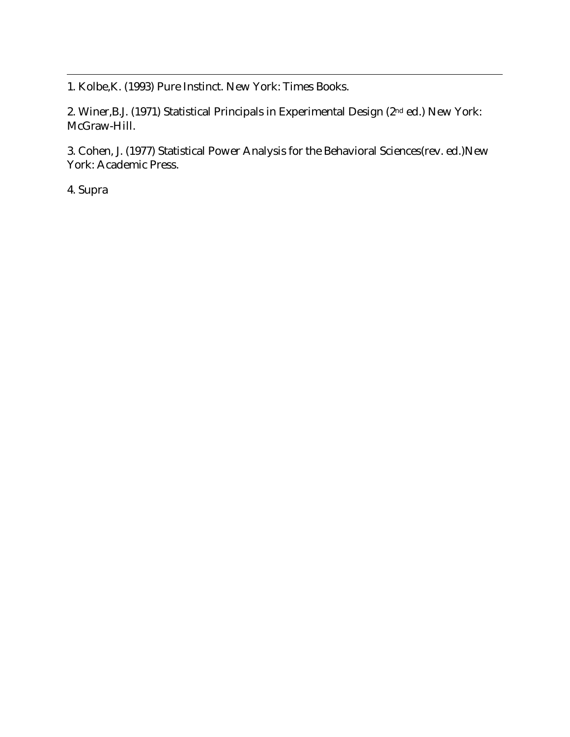---

1. Kolbe,K. (1993) Pure Instinct. New York: Times Books.

2. Winer,B.J. (1971) Statistical Principals in Experimental Design (2nd ed.) New York: McGraw-Hill.

3. Cohen, J. (1977) Statistical Power Analysis for the Behavioral Sciences(rev. ed.)New York: Academic Press.

4. Supra